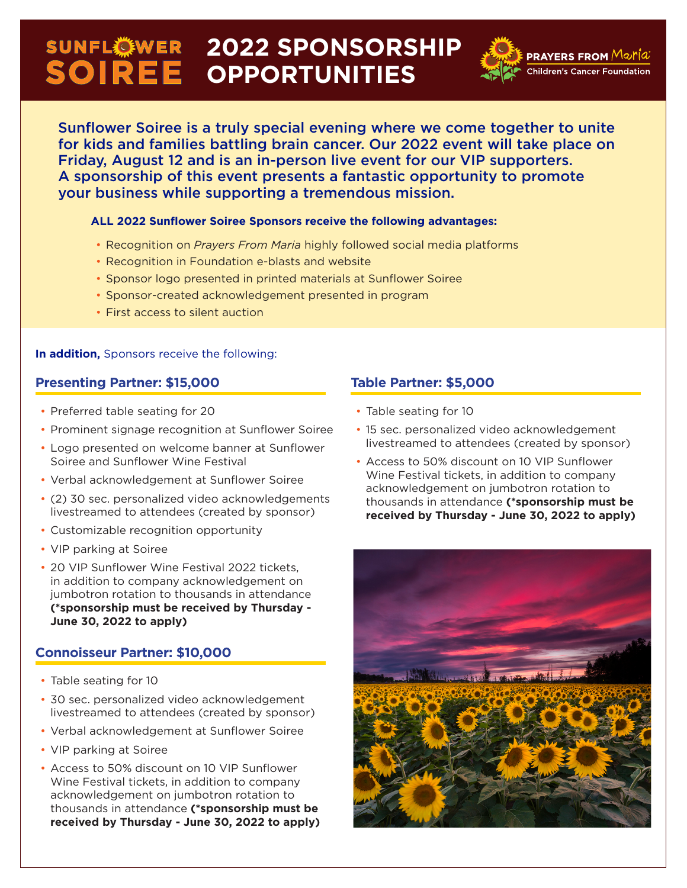# SUNFLOWER SOIREE 2022 SPONSORSHIP OPPORTUNITIES

PRAYERS FROM Maria
Children's Cancer Foundation

Sunflower Soiree is a truly special evening where we come together to unite for kids and families battling brain cancer. Our 2022 event will take place on Friday, August 12 and is an in-person live event for our VIP supporters. A sponsorship of this event presents a fantastic opportunity to promote your business while supporting a tremendous mission.

**ALL 2022 Sunflower Soiree Sponsors receive the following advantages:**

- Recognition on *Prayers From Maria* highly followed social media platforms
- Recognition in Foundation e-blasts and website
- Sponsor logo presented in printed materials at Sunflower Soiree
- Sponsor-created acknowledgement presented in program
- First access to silent auction

**In addition,** Sponsors receive the following:

## Presenting Partner: $15,000

- Preferred table seating for 20
- Prominent signage recognition at Sunflower Soiree
- Logo presented on welcome banner at Sunflower Soiree and Sunflower Wine Festival
- Verbal acknowledgement at Sunflower Soiree
- (2) 30 sec. personalized video acknowledgements livestreamed to attendees (created by sponsor)
- Customizable recognition opportunity
- VIP parking at Soiree
- 20 VIP Sunflower Wine Festival 2022 tickets, in addition to company acknowledgement on jumbotron rotation to thousands in attendance **(*sponsorship must be received by Thursday - June 30, 2022 to apply)**

## Connoisseur Partner: $10,000

- Table seating for 10
- 30 sec. personalized video acknowledgement livestreamed to attendees (created by sponsor)
- Verbal acknowledgement at Sunflower Soiree
- VIP parking at Soiree
- Access to 50% discount on 10 VIP Sunflower Wine Festival tickets, in addition to company acknowledgement on jumbotron rotation to thousands in attendance **(*sponsorship must be received by Thursday - June 30, 2022 to apply)**

## Table Partner: $5,000

- Table seating for 10
- 15 sec. personalized video acknowledgement livestreamed to attendees (created by sponsor)
- Access to 50% discount on 10 VIP Sunflower Wine Festival tickets, in addition to company acknowledgement on jumbotron rotation to thousands in attendance **(*sponsorship must be received by Thursday - June 30, 2022 to apply)**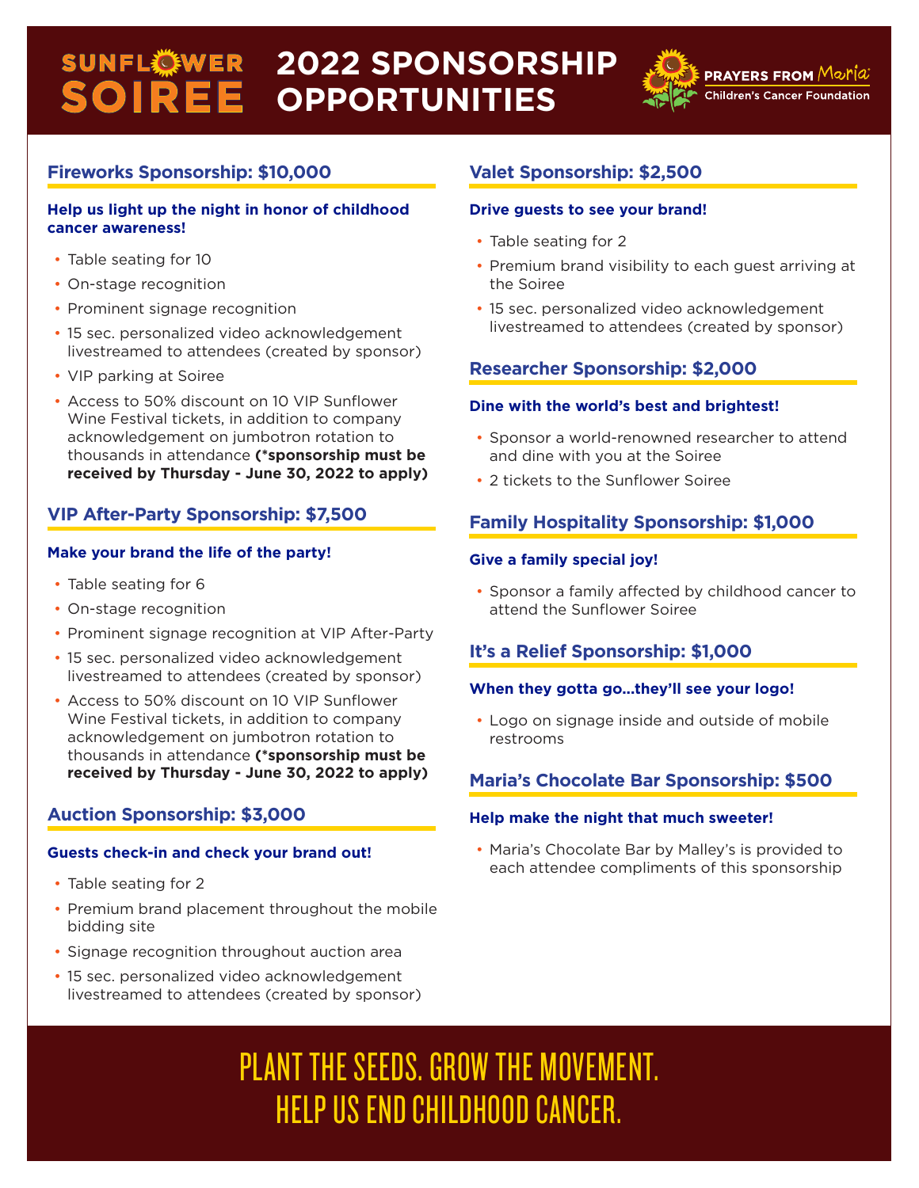# SUNFLOWER SOIREE 2022 SPONSORSHIP OPPORTUNITIES

PRAYERS FROM Maria Children's Cancer Foundation

## Fireworks Sponsorship: $10,000

**Help us light up the night in honor of childhood cancer awareness!**

- Table seating for 10
- On-stage recognition
- Prominent signage recognition
- 15 sec. personalized video acknowledgement livestreamed to attendees (created by sponsor)
- VIP parking at Soiree
- Access to 50% discount on 10 VIP Sunflower Wine Festival tickets, in addition to company acknowledgement on jumbotron rotation to thousands in attendance **(*sponsorship must be received by Thursday - June 30, 2022 to apply)**

## VIP After-Party Sponsorship: $7,500

**Make your brand the life of the party!**

- Table seating for 6
- On-stage recognition
- Prominent signage recognition at VIP After-Party
- 15 sec. personalized video acknowledgement livestreamed to attendees (created by sponsor)
- Access to 50% discount on 10 VIP Sunflower Wine Festival tickets, in addition to company acknowledgement on jumbotron rotation to thousands in attendance **(*sponsorship must be received by Thursday - June 30, 2022 to apply)**

## Auction Sponsorship: $3,000

**Guests check-in and check your brand out!**

- Table seating for 2
- Premium brand placement throughout the mobile bidding site
- Signage recognition throughout auction area
- 15 sec. personalized video acknowledgement livestreamed to attendees (created by sponsor)

## Valet Sponsorship: $2,500

**Drive guests to see your brand!**

- Table seating for 2
- Premium brand visibility to each guest arriving at the Soiree
- 15 sec. personalized video acknowledgement livestreamed to attendees (created by sponsor)

## Researcher Sponsorship: $2,000

**Dine with the world's best and brightest!**

- Sponsor a world-renowned researcher to attend and dine with you at the Soiree
- 2 tickets to the Sunflower Soiree

## Family Hospitality Sponsorship: $1,000

**Give a family special joy!**

- Sponsor a family affected by childhood cancer to attend the Sunflower Soiree

## It's a Relief Sponsorship: $1,000

**When they gotta go...they'll see your logo!**

- Logo on signage inside and outside of mobile restrooms

## Maria's Chocolate Bar Sponsorship: $500

**Help make the night that much sweeter!**

- Maria's Chocolate Bar by Malley's is provided to each attendee compliments of this sponsorship

PLANT THE SEEDS. GROW THE MOVEMENT.
HELP US END CHILDHOOD CANCER.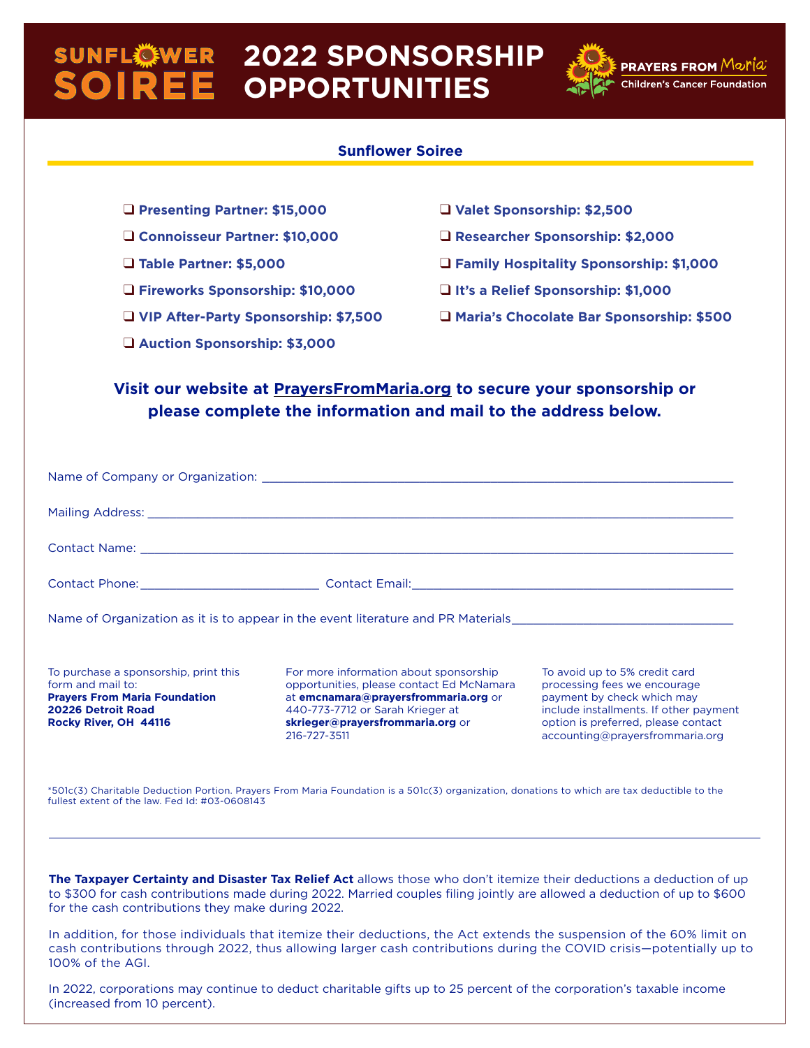# SUNFLOWER SOIREE 2022 SPONSORSHIP OPPORTUNITIES

PRAYERS FROM Maria
Children's Cancer Foundation

## Sunflower Soiree

- ❑ **Presenting Partner: $15,000**
- ❑ **Connoisseur Partner: $10,000**
- ❑ **Table Partner: $5,000**
- ❑ **Fireworks Sponsorship: $10,000**
- ❑ **VIP After-Party Sponsorship: $7,500**
- ❑ **Auction Sponsorship: $3,000**
- ❑ **Valet Sponsorship: $2,500**
- ❑ **Researcher Sponsorship: $2,000**
- ❑ **Family Hospitality Sponsorship: $1,000**
- ❑ **It's a Relief Sponsorship: $1,000**
- ❑ **Maria's Chocolate Bar Sponsorship: $500**

**Visit our website at PrayersFromMaria.org to secure your sponsorship or please complete the information and mail to the address below.**

Name of Company or Organization: ______________________________________________

Mailing Address: ______________________________________________

Contact Name: ______________________________________________

Contact Phone: ____________________ Contact Email: ______________________________

Name of Organization as it is to appear in the event literature and PR Materials______________________

To purchase a sponsorship, print this form and mail to:
**Prayers From Maria Foundation**
**20226 Detroit Road**
**Rocky River, OH 44116**

For more information about sponsorship opportunities, please contact Ed McNamara at **emcnamara@prayersfrommaria.org** or 440-773-7712 or Sarah Krieger at **skrieger@prayersfrommaria.org** or 216-727-3511

To avoid up to 5% credit card processing fees we encourage payment by check which may include installments. If other payment option is preferred, please contact accounting@prayersfrommaria.org

*501c(3) Charitable Deduction Portion. Prayers From Maria Foundation is a 501c(3) organization, donations to which are tax deductible to the fullest extent of the law. Fed Id: #03-0608143

---

**The Taxpayer Certainty and Disaster Tax Relief Act** allows those who don't itemize their deductions a deduction of up to $300 for cash contributions made during 2022. Married couples filing jointly are allowed a deduction of up to $600 for the cash contributions they make during 2022.

In addition, for those individuals that itemize their deductions, the Act extends the suspension of the 60% limit on cash contributions through 2022, thus allowing larger cash contributions during the COVID crisis—potentially up to 100% of the AGI.

In 2022, corporations may continue to deduct charitable gifts up to 25 percent of the corporation's taxable income (increased from 10 percent).